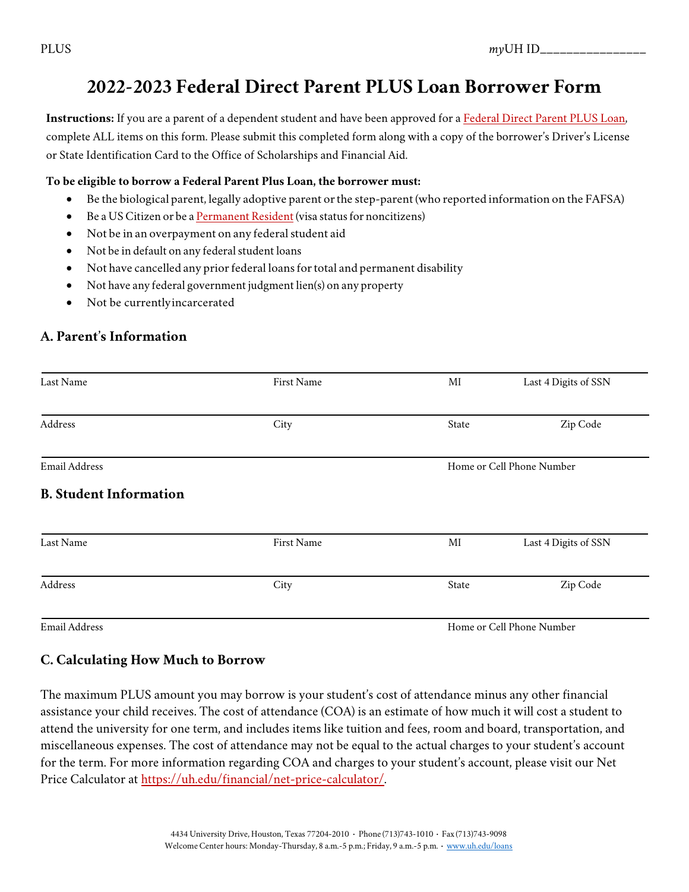PLUS myUH ID________________

# 2022-2023 Federal Direct Parent PLUS Loan Borrower Form

**Instructions:** If you are a parent of a dependent student and have been approved for a Federal Direct Parent PLUS Loan, complete ALL items on this form. Please submit this completed form along with a copy of the borrower's Driver's License or State Identification Card to the Office of Scholarships and Financial Aid.

**To be eligible to borrow a Federal Parent Plus Loan, the borrower must:**

- Be the biological parent, legally adoptive parent or the step-parent (who reported information on the FAFSA)
- Be a US Citizen or be a Permanent Resident (visa status for noncitizens)
- Not be in an overpayment on any federal student aid
- Not be in default on any federal student loans
- Not have cancelled any prior federal loans for total and permanent disability
- Not have any federal government judgment lien(s) on any property
- Not be currently incarcerated

## A. Parent's Information

| Last Name | First Name | MI | Last 4 Digits of SSN |
|---|---|---|---|
| Address | City | State | Zip Code |
| Email Address | | Home or Cell Phone Number | |

## B. Student Information

| Last Name | First Name | MI | Last 4 Digits of SSN |
|---|---|---|---|
| Address | City | State | Zip Code |
| Email Address | | Home or Cell Phone Number | |

## C. Calculating How Much to Borrow

The maximum PLUS amount you may borrow is your student's cost of attendance minus any other financial assistance your child receives. The cost of attendance (COA) is an estimate of how much it will cost a student to attend the university for one term, and includes items like tuition and fees, room and board, transportation, and miscellaneous expenses. The cost of attendance may not be equal to the actual charges to your student's account for the term. For more information regarding COA and charges to your student's account, please visit our Net Price Calculator at https://uh.edu/financial/net-price-calculator/.

4434 University Drive, Houston, Texas 77204-2010 · Phone (713)743-1010 · Fax (713)743-9098
Welcome Center hours: Monday-Thursday, 8 a.m.-5 p.m.; Friday, 9 a.m.-5 p.m. · www.uh.edu/loans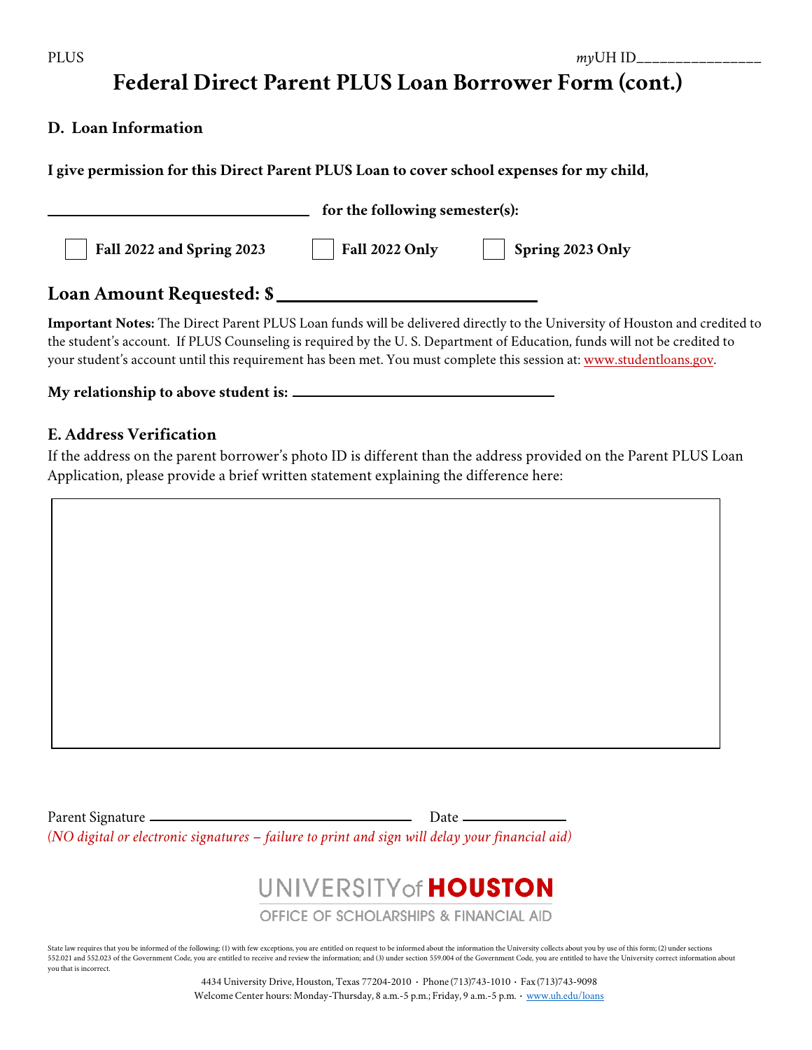PLUS myUH ID_______________

# Federal Direct Parent PLUS Loan Borrower Form (cont.)

## D. Loan Information

**I give permission for this Direct Parent PLUS Loan to cover school expenses for my child,**

________________________________ **for the following semester(s):**

☐ **Fall 2022 and Spring 2023** ☐ **Fall 2022 Only** ☐ **Spring 2023 Only**

## Loan Amount Requested: $ ________________________

**Important Notes:** The Direct Parent PLUS Loan funds will be delivered directly to the University of Houston and credited to the student's account. If PLUS Counseling is required by the U. S. Department of Education, funds will not be credited to your student's account until this requirement has been met. You must complete this session at: www.studentloans.gov.

**My relationship to above student is:** ________________________

## E. Address Verification

If the address on the parent borrower's photo ID is different than the address provided on the Parent PLUS Loan Application, please provide a brief written statement explaining the difference here:

| |
|---|
| |

Parent Signature ________________________ Date ____________

*(NO digital or electronic signatures – failure to print and sign will delay your financial aid)*

UNIVERSITY of HOUSTON
OFFICE OF SCHOLARSHIPS & FINANCIAL AID

State law requires that you be informed of the following: (1) with few exceptions, you are entitled on request to be informed about the information the University collects about you by use of this form; (2) under sections 552.021 and 552.023 of the Government Code, you are entitled to receive and review the information; and (3) under section 559.004 of the Government Code, you are entitled to have the University correct information about you that is incorrect.

4434 University Drive, Houston, Texas 77204-2010 · Phone (713)743-1010 · Fax (713)743-9098
Welcome Center hours: Monday-Thursday, 8 a.m.-5 p.m.; Friday, 9 a.m.-5 p.m. · www.uh.edu/loans